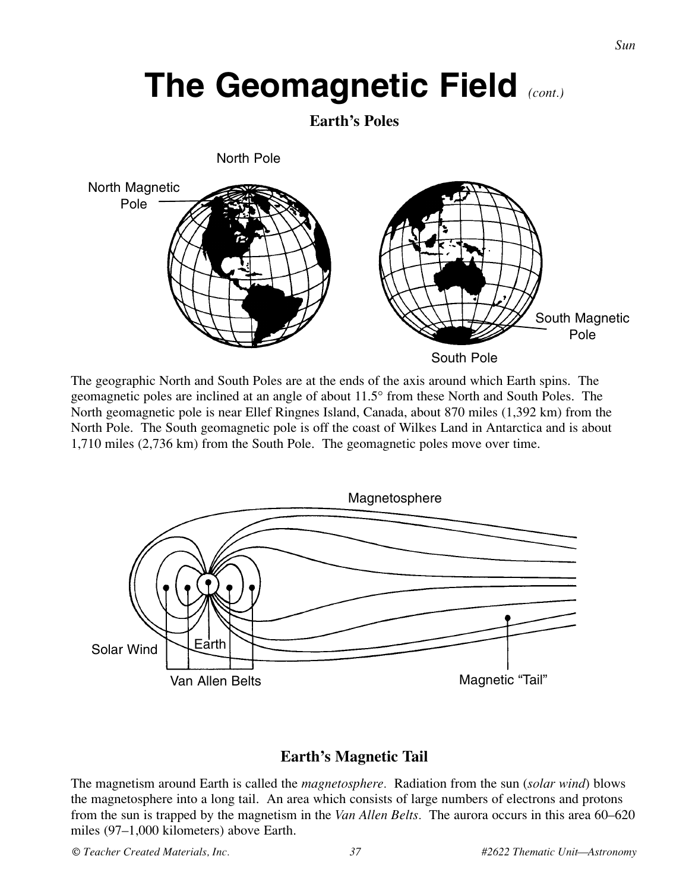# The Geomagnetic Field *(cont.)*

## Earth's Poles

North Pole

North Magnetic Pole

South Magnetic Pole

South Pole

The geographic North and South Poles are at the ends of the axis around which Earth spins. The geomagnetic poles are inclined at an angle of about 11.5° from these North and South Poles. The North geomagnetic pole is near Ellef Ringnes Island, Canada, about 870 miles (1,392 km) from the North Pole. The South geomagnetic pole is off the coast of Wilkes Land in Antarctica and is about 1,710 miles (2,736 km) from the South Pole. The geomagnetic poles move over time.

Magnetosphere

Solar Wind

Earth

Van Allen Belts

Magnetic "Tail"

## Earth's Magnetic Tail

The magnetism around Earth is called the *magnetosphere*. Radiation from the sun (*solar wind*) blows the magnetosphere into a long tail. An area which consists of large numbers of electrons and protons from the sun is trapped by the magnetism in the *Van Allen Belts*. The aurora occurs in this area 60–620 miles (97–1,000 kilometers) above Earth.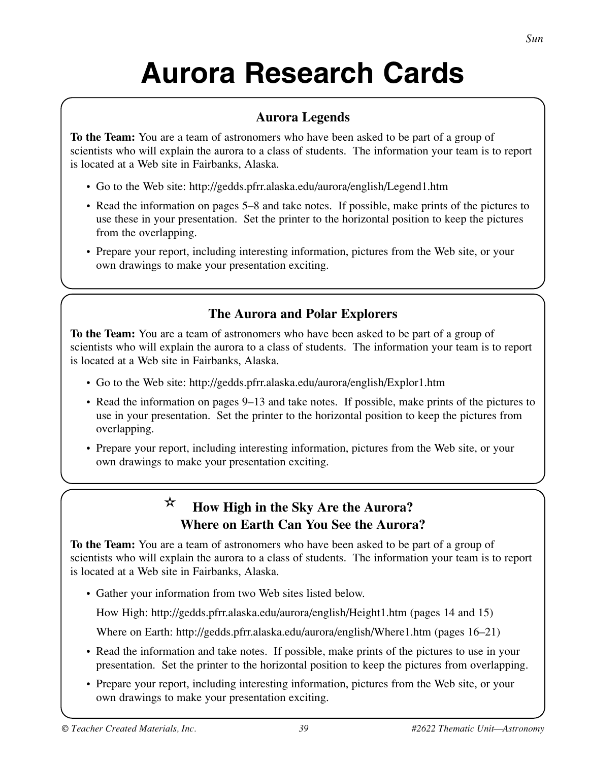# Aurora Research Cards

## Aurora Legends

**To the Team:** You are a team of astronomers who have been asked to be part of a group of scientists who will explain the aurora to a class of students. The information your team is to report is located at a Web site in Fairbanks, Alaska.

- Go to the Web site: http://gedds.pfrr.alaska.edu/aurora/english/Legend1.htm
- Read the information on pages 5–8 and take notes. If possible, make prints of the pictures to use these in your presentation. Set the printer to the horizontal position to keep the pictures from the overlapping.
- Prepare your report, including interesting information, pictures from the Web site, or your own drawings to make your presentation exciting.

## The Aurora and Polar Explorers

**To the Team:** You are a team of astronomers who have been asked to be part of a group of scientists who will explain the aurora to a class of students. The information your team is to report is located at a Web site in Fairbanks, Alaska.

- Go to the Web site: http://gedds.pfrr.alaska.edu/aurora/english/Explor1.htm
- Read the information on pages 9–13 and take notes. If possible, make prints of the pictures to use in your presentation. Set the printer to the horizontal position to keep the pictures from overlapping.
- Prepare your report, including interesting information, pictures from the Web site, or your own drawings to make your presentation exciting.

## ☆ How High in the Sky Are the Aurora? Where on Earth Can You See the Aurora?

**To the Team:** You are a team of astronomers who have been asked to be part of a group of scientists who will explain the aurora to a class of students. The information your team is to report is located at a Web site in Fairbanks, Alaska.

- Gather your information from two Web sites listed below.

  How High: http://gedds.pfrr.alaska.edu/aurora/english/Height1.htm (pages 14 and 15)

  Where on Earth: http://gedds.pfrr.alaska.edu/aurora/english/Where1.htm (pages 16–21)

- Read the information and take notes. If possible, make prints of the pictures to use in your presentation. Set the printer to the horizontal position to keep the pictures from overlapping.
- Prepare your report, including interesting information, pictures from the Web site, or your own drawings to make your presentation exciting.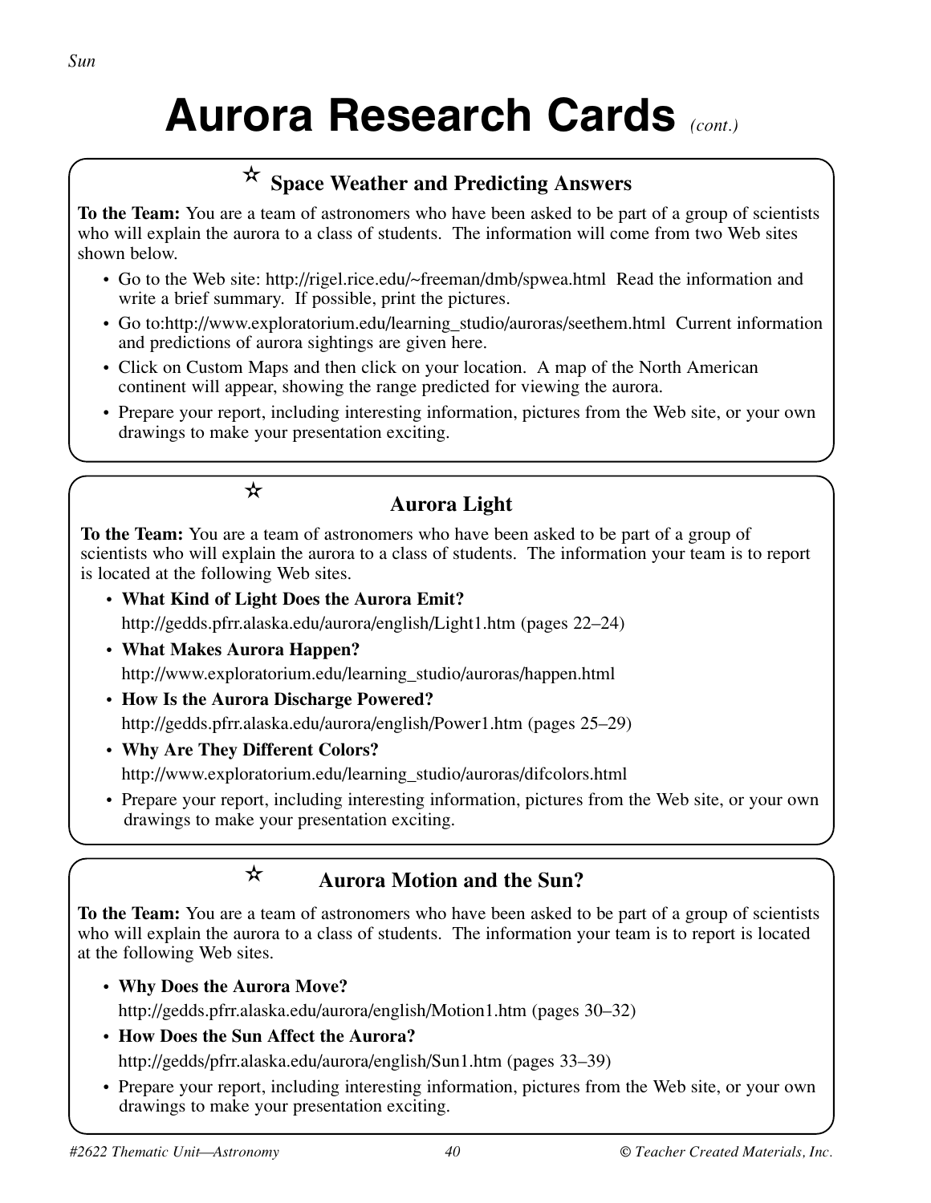# Aurora Research Cards *(cont.)*

## ☆ Space Weather and Predicting Answers

**To the Team:** You are a team of astronomers who have been asked to be part of a group of scientists who will explain the aurora to a class of students. The information will come from two Web sites shown below.

- Go to the Web site: http://rigel.rice.edu/~freeman/dmb/spwea.html Read the information and write a brief summary. If possible, print the pictures.
- Go to:http://www.exploratorium.edu/learning_studio/auroras/seethem.html Current information and predictions of aurora sightings are given here.
- Click on Custom Maps and then click on your location. A map of the North American continent will appear, showing the range predicted for viewing the aurora.
- Prepare your report, including interesting information, pictures from the Web site, or your own drawings to make your presentation exciting.

## ☆ Aurora Light

**To the Team:** You are a team of astronomers who have been asked to be part of a group of scientists who will explain the aurora to a class of students. The information your team is to report is located at the following Web sites.

- **What Kind of Light Does the Aurora Emit?**
  http://gedds.pfrr.alaska.edu/aurora/english/Light1.htm (pages 22–24)
- **What Makes Aurora Happen?**
  http://www.exploratorium.edu/learning_studio/auroras/happen.html
- **How Is the Aurora Discharge Powered?**
  http://gedds.pfrr.alaska.edu/aurora/english/Power1.htm (pages 25–29)
- **Why Are They Different Colors?**
  http://www.exploratorium.edu/learning_studio/auroras/difcolors.html
- Prepare your report, including interesting information, pictures from the Web site, or your own drawings to make your presentation exciting.

## ☆ Aurora Motion and the Sun?

**To the Team:** You are a team of astronomers who have been asked to be part of a group of scientists who will explain the aurora to a class of students. The information your team is to report is located at the following Web sites.

- **Why Does the Aurora Move?**
  http://gedds.pfrr.alaska.edu/aurora/english/Motion1.htm (pages 30–32)
- **How Does the Sun Affect the Aurora?**
  http://gedds/pfrr.alaska.edu/aurora/english/Sun1.htm (pages 33–39)
- Prepare your report, including interesting information, pictures from the Web site, or your own drawings to make your presentation exciting.